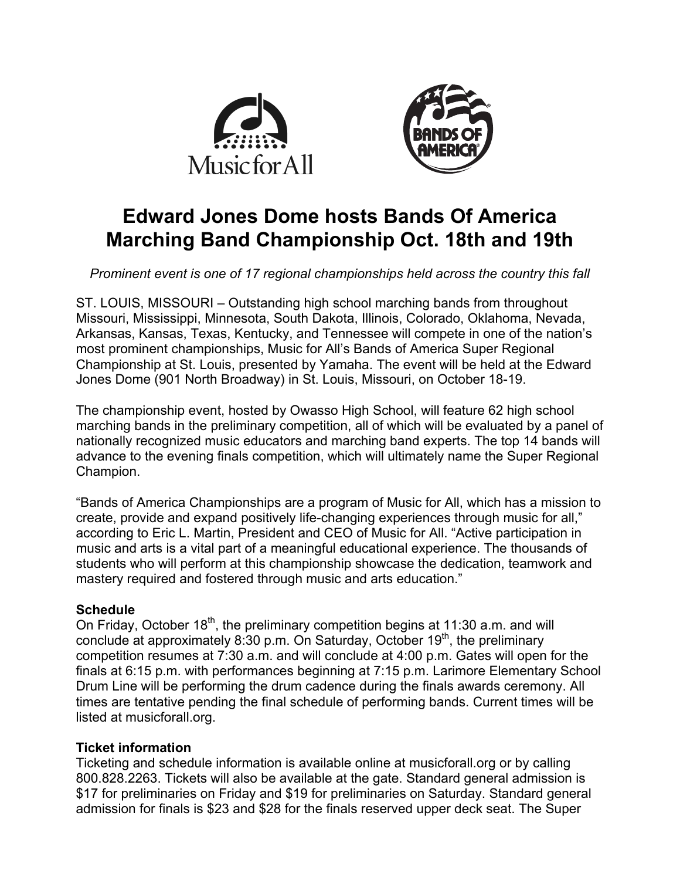# Edward Jones Dome hosts Bands Of America Marching Band Championship Oct. 18th and 19th

*Prominent event is one of 17 regional championships held across the country this fall*

ST. LOUIS, MISSOURI – Outstanding high school marching bands from throughout Missouri, Mississippi, Minnesota, South Dakota, Illinois, Colorado, Oklahoma, Nevada, Arkansas, Kansas, Texas, Kentucky, and Tennessee will compete in one of the nation's most prominent championships, Music for All's Bands of America Super Regional Championship at St. Louis, presented by Yamaha. The event will be held at the Edward Jones Dome (901 North Broadway) in St. Louis, Missouri, on October 18-19.

The championship event, hosted by Owasso High School, will feature 62 high school marching bands in the preliminary competition, all of which will be evaluated by a panel of nationally recognized music educators and marching band experts. The top 14 bands will advance to the evening finals competition, which will ultimately name the Super Regional Champion.

"Bands of America Championships are a program of Music for All, which has a mission to create, provide and expand positively life-changing experiences through music for all," according to Eric L. Martin, President and CEO of Music for All. "Active participation in music and arts is a vital part of a meaningful educational experience. The thousands of students who will perform at this championship showcase the dedication, teamwork and mastery required and fostered through music and arts education."

**Schedule**

On Friday, October 18th, the preliminary competition begins at 11:30 a.m. and will conclude at approximately 8:30 p.m. On Saturday, October 19th, the preliminary competition resumes at 7:30 a.m. and will conclude at 4:00 p.m. Gates will open for the finals at 6:15 p.m. with performances beginning at 7:15 p.m. Larimore Elementary School Drum Line will be performing the drum cadence during the finals awards ceremony. All times are tentative pending the final schedule of performing bands. Current times will be listed at musicforall.org.

**Ticket information**

Ticketing and schedule information is available online at musicforall.org or by calling 800.828.2263. Tickets will also be available at the gate. Standard general admission is $17 for preliminaries on Friday and $19 for preliminaries on Saturday. Standard general admission for finals is $23 and $28 for the finals reserved upper deck seat. The Super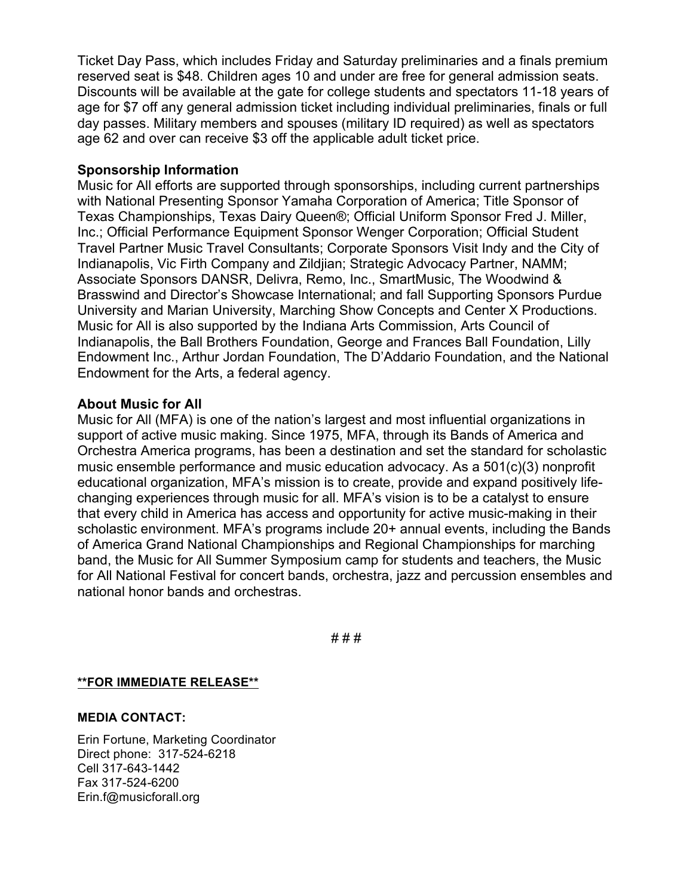Ticket Day Pass, which includes Friday and Saturday preliminaries and a finals premium reserved seat is $48. Children ages 10 and under are free for general admission seats. Discounts will be available at the gate for college students and spectators 11-18 years of age for $7 off any general admission ticket including individual preliminaries, finals or full day passes. Military members and spouses (military ID required) as well as spectators age 62 and over can receive $3 off the applicable adult ticket price.

**Sponsorship Information**

Music for All efforts are supported through sponsorships, including current partnerships with National Presenting Sponsor Yamaha Corporation of America; Title Sponsor of Texas Championships, Texas Dairy Queen®; Official Uniform Sponsor Fred J. Miller, Inc.; Official Performance Equipment Sponsor Wenger Corporation; Official Student Travel Partner Music Travel Consultants; Corporate Sponsors Visit Indy and the City of Indianapolis, Vic Firth Company and Zildjian; Strategic Advocacy Partner, NAMM; Associate Sponsors DANSR, Delivra, Remo, Inc., SmartMusic, The Woodwind & Brasswind and Director's Showcase International; and fall Supporting Sponsors Purdue University and Marian University, Marching Show Concepts and Center X Productions. Music for All is also supported by the Indiana Arts Commission, Arts Council of Indianapolis, the Ball Brothers Foundation, George and Frances Ball Foundation, Lilly Endowment Inc., Arthur Jordan Foundation, The D'Addario Foundation, and the National Endowment for the Arts, a federal agency.

**About Music for All**

Music for All (MFA) is one of the nation's largest and most influential organizations in support of active music making. Since 1975, MFA, through its Bands of America and Orchestra America programs, has been a destination and set the standard for scholastic music ensemble performance and music education advocacy. As a 501(c)(3) nonprofit educational organization, MFA's mission is to create, provide and expand positively life-changing experiences through music for all. MFA's vision is to be a catalyst to ensure that every child in America has access and opportunity for active music-making in their scholastic environment. MFA's programs include 20+ annual events, including the Bands of America Grand National Championships and Regional Championships for marching band, the Music for All Summer Symposium camp for students and teachers, the Music for All National Festival for concert bands, orchestra, jazz and percussion ensembles and national honor bands and orchestras.

# # #

**<u>**FOR IMMEDIATE RELEASE**</u>**

**MEDIA CONTACT:**

Erin Fortune, Marketing Coordinator
Direct phone: 317-524-6218
Cell 317-643-1442
Fax 317-524-6200
Erin.f@musicforall.org